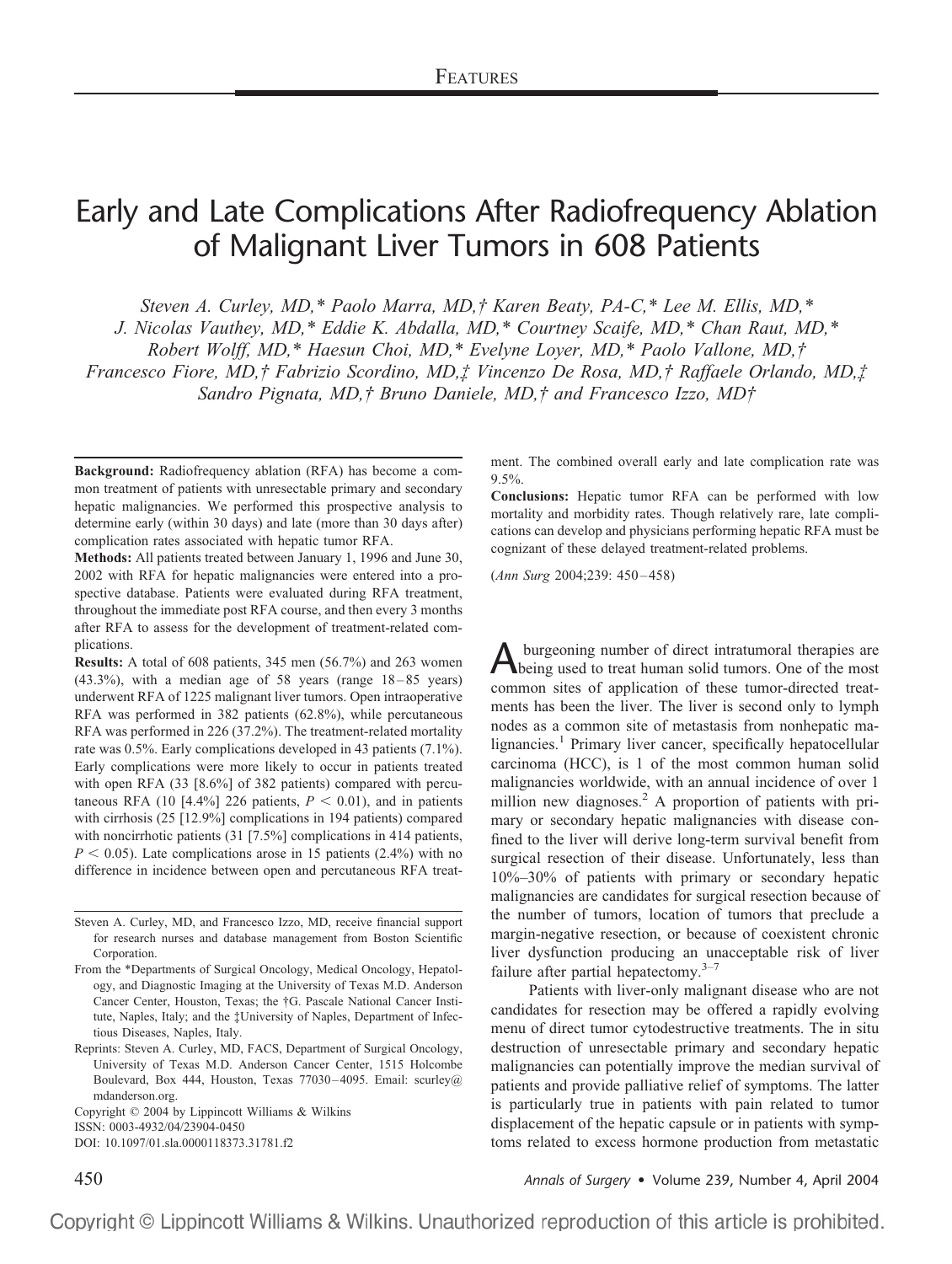FEATURES

# Early and Late Complications After Radiofrequency Ablation of Malignant Liver Tumors in 608 Patients

*Steven A. Curley, MD,\* Paolo Marra, MD,† Karen Beaty, PA-C,\* Lee M. Ellis, MD,\* J. Nicolas Vauthey, MD,\* Eddie K. Abdalla, MD,\* Courtney Scaife, MD,\* Chan Raut, MD,\* Robert Wolff, MD,\* Haesun Choi, MD,\* Evelyne Loyer, MD,\* Paolo Vallone, MD,† Francesco Fiore, MD,† Fabrizio Scordino, MD,‡ Vincenzo De Rosa, MD,† Raffaele Orlando, MD,‡ Sandro Pignata, MD,† Bruno Daniele, MD,† and Francesco Izzo, MD†*

**Background:** Radiofrequency ablation (RFA) has become a common treatment of patients with unresectable primary and secondary hepatic malignancies. We performed this prospective analysis to determine early (within 30 days) and late (more than 30 days after) complication rates associated with hepatic tumor RFA.

**Methods:** All patients treated between January 1, 1996 and June 30, 2002 with RFA for hepatic malignancies were entered into a prospective database. Patients were evaluated during RFA treatment, throughout the immediate post RFA course, and then every 3 months after RFA to assess for the development of treatment-related complications.

**Results:** A total of 608 patients, 345 men (56.7%) and 263 women (43.3%), with a median age of 58 years (range 18–85 years) underwent RFA of 1225 malignant liver tumors. Open intraoperative RFA was performed in 382 patients (62.8%), while percutaneous RFA was performed in 226 (37.2%). The treatment-related mortality rate was 0.5%. Early complications developed in 43 patients (7.1%). Early complications were more likely to occur in patients treated with open RFA (33 [8.6%] of 382 patients) compared with percutaneous RFA (10 [4.4%] 226 patients, $P < 0.01$), and in patients with cirrhosis (25 [12.9%] complications in 194 patients) compared with noncirrhotic patients (31 [7.5%] complications in 414 patients, $P < 0.05$). Late complications arose in 15 patients (2.4%) with no difference in incidence between open and percutaneous RFA treatment. The combined overall early and late complication rate was 9.5%.

**Conclusions:** Hepatic tumor RFA can be performed with low mortality and morbidity rates. Though relatively rare, late complications can develop and physicians performing hepatic RFA must be cognizant of these delayed treatment-related problems.

(*Ann Surg* 2004;239: 450–458)

A burgeoning number of direct intratumoral therapies are being used to treat human solid tumors. One of the most common sites of application of these tumor-directed treatments has been the liver. The liver is second only to lymph nodes as a common site of metastasis from nonhepatic malignancies.[1] Primary liver cancer, specifically hepatocellular carcinoma (HCC), is 1 of the most common human solid malignancies worldwide, with an annual incidence of over 1 million new diagnoses.[2] A proportion of patients with primary or secondary hepatic malignancies with disease confined to the liver will derive long-term survival benefit from surgical resection of their disease. Unfortunately, less than 10%–30% of patients with primary or secondary hepatic malignancies are candidates for surgical resection because of the number of tumors, location of tumors that preclude a margin-negative resection, or because of coexistent chronic liver dysfunction producing an unacceptable risk of liver failure after partial hepatectomy.[3–7]

Patients with liver-only malignant disease who are not candidates for resection may be offered a rapidly evolving menu of direct tumor cytodestructive treatments. The in situ destruction of unresectable primary and secondary hepatic malignancies can potentially improve the median survival of patients and provide palliative relief of symptoms. The latter is particularly true in patients with pain related to tumor displacement of the hepatic capsule or in patients with symptoms related to excess hormone production from metastatic

---

Steven A. Curley, MD, and Francesco Izzo, MD, receive financial support for research nurses and database management from Boston Scientific Corporation.

From the \*Departments of Surgical Oncology, Medical Oncology, Hepatology, and Diagnostic Imaging at the University of Texas M.D. Anderson Cancer Center, Houston, Texas; the †G. Pascale National Cancer Institute, Naples, Italy; and the ‡University of Naples, Department of Infectious Diseases, Naples, Italy.

Reprints: Steven A. Curley, MD, FACS, Department of Surgical Oncology, University of Texas M.D. Anderson Cancer Center, 1515 Holcombe Boulevard, Box 444, Houston, Texas 77030–4095. Email: scurley@mdanderson.org.

Copyright © 2004 by Lippincott Williams & Wilkins

ISSN: 0003-4932/04/23904-0450

DOI: 10.1097/01.sla.0000118373.31781.f2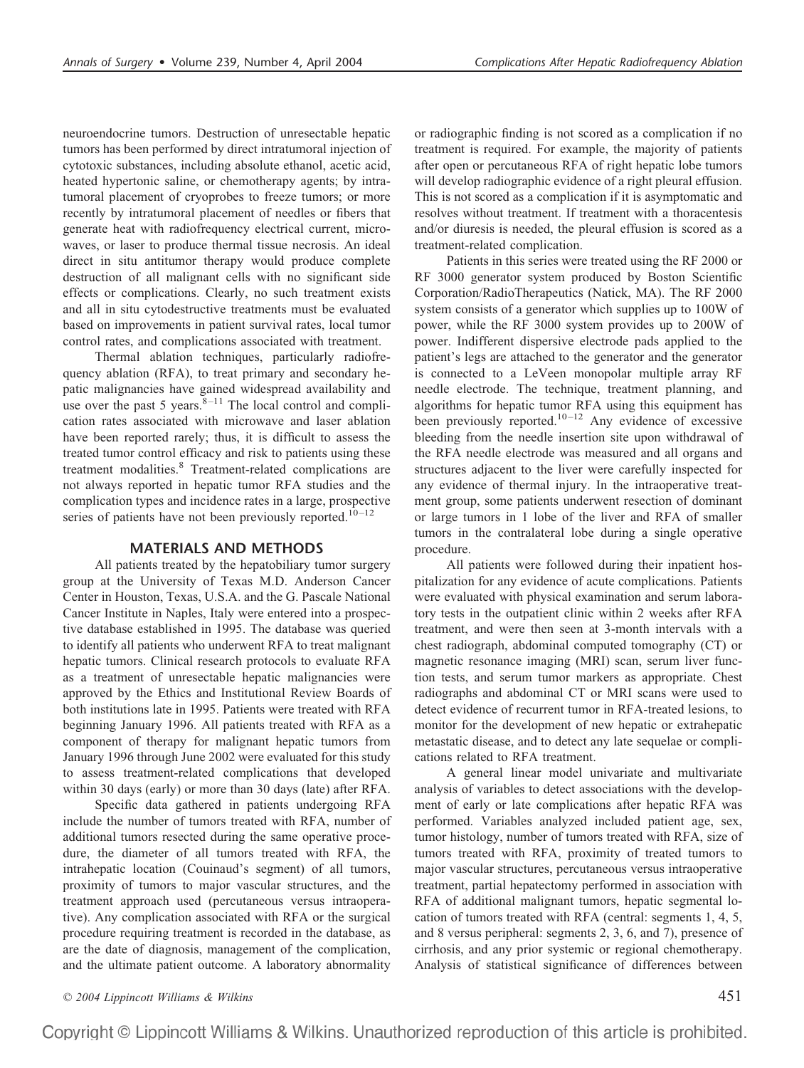neuroendocrine tumors. Destruction of unresectable hepatic tumors has been performed by direct intratumoral injection of cytotoxic substances, including absolute ethanol, acetic acid, heated hypertonic saline, or chemotherapy agents; by intratumoral placement of cryoprobes to freeze tumors; or more recently by intratumoral placement of needles or fibers that generate heat with radiofrequency electrical current, microwaves, or laser to produce thermal tissue necrosis. An ideal direct in situ antitumor therapy would produce complete destruction of all malignant cells with no significant side effects or complications. Clearly, no such treatment exists and all in situ cytodestructive treatments must be evaluated based on improvements in patient survival rates, local tumor control rates, and complications associated with treatment.

Thermal ablation techniques, particularly radiofrequency ablation (RFA), to treat primary and secondary hepatic malignancies have gained widespread availability and use over the past 5 years.[8–11] The local control and complication rates associated with microwave and laser ablation have been reported rarely; thus, it is difficult to assess the treated tumor control efficacy and risk to patients using these treatment modalities.[8] Treatment-related complications are not always reported in hepatic tumor RFA studies and the complication types and incidence rates in a large, prospective series of patients have not been previously reported.[10–12]

## MATERIALS AND METHODS

All patients treated by the hepatobiliary tumor surgery group at the University of Texas M.D. Anderson Cancer Center in Houston, Texas, U.S.A. and the G. Pascale National Cancer Institute in Naples, Italy were entered into a prospective database established in 1995. The database was queried to identify all patients who underwent RFA to treat malignant hepatic tumors. Clinical research protocols to evaluate RFA as a treatment of unresectable hepatic malignancies were approved by the Ethics and Institutional Review Boards of both institutions late in 1995. Patients were treated with RFA beginning January 1996. All patients treated with RFA as a component of therapy for malignant hepatic tumors from January 1996 through June 2002 were evaluated for this study to assess treatment-related complications that developed within 30 days (early) or more than 30 days (late) after RFA.

Specific data gathered in patients undergoing RFA include the number of tumors treated with RFA, number of additional tumors resected during the same operative procedure, the diameter of all tumors treated with RFA, the intrahepatic location (Couinaud's segment) of all tumors, proximity of tumors to major vascular structures, and the treatment approach used (percutaneous versus intraoperative). Any complication associated with RFA or the surgical procedure requiring treatment is recorded in the database, as are the date of diagnosis, management of the complication, and the ultimate patient outcome. A laboratory abnormality or radiographic finding is not scored as a complication if no treatment is required. For example, the majority of patients after open or percutaneous RFA of right hepatic lobe tumors will develop radiographic evidence of a right pleural effusion. This is not scored as a complication if it is asymptomatic and resolves without treatment. If treatment with a thoracentesis and/or diuresis is needed, the pleural effusion is scored as a treatment-related complication.

Patients in this series were treated using the RF 2000 or RF 3000 generator system produced by Boston Scientific Corporation/RadioTherapeutics (Natick, MA). The RF 2000 system consists of a generator which supplies up to 100W of power, while the RF 3000 system provides up to 200W of power. Indifferent dispersive electrode pads applied to the patient's legs are attached to the generator and the generator is connected to a LeVeen monopolar multiple array RF needle electrode. The technique, treatment planning, and algorithms for hepatic tumor RFA using this equipment has been previously reported.[10–12] Any evidence of excessive bleeding from the needle insertion site upon withdrawal of the RFA needle electrode was measured and all organs and structures adjacent to the liver were carefully inspected for any evidence of thermal injury. In the intraoperative treatment group, some patients underwent resection of dominant or large tumors in 1 lobe of the liver and RFA of smaller tumors in the contralateral lobe during a single operative procedure.

All patients were followed during their inpatient hospitalization for any evidence of acute complications. Patients were evaluated with physical examination and serum laboratory tests in the outpatient clinic within 2 weeks after RFA treatment, and were then seen at 3-month intervals with a chest radiograph, abdominal computed tomography (CT) or magnetic resonance imaging (MRI) scan, serum liver function tests, and serum tumor markers as appropriate. Chest radiographs and abdominal CT or MRI scans were used to detect evidence of recurrent tumor in RFA-treated lesions, to monitor for the development of new hepatic or extrahepatic metastatic disease, and to detect any late sequelae or complications related to RFA treatment.

A general linear model univariate and multivariate analysis of variables to detect associations with the development of early or late complications after hepatic RFA was performed. Variables analyzed included patient age, sex, tumor histology, number of tumors treated with RFA, size of tumors treated with RFA, proximity of treated tumors to major vascular structures, percutaneous versus intraoperative treatment, partial hepatectomy performed in association with RFA of additional malignant tumors, hepatic segmental location of tumors treated with RFA (central: segments 1, 4, 5, and 8 versus peripheral: segments 2, 3, 6, and 7), presence of cirrhosis, and any prior systemic or regional chemotherapy. Analysis of statistical significance of differences between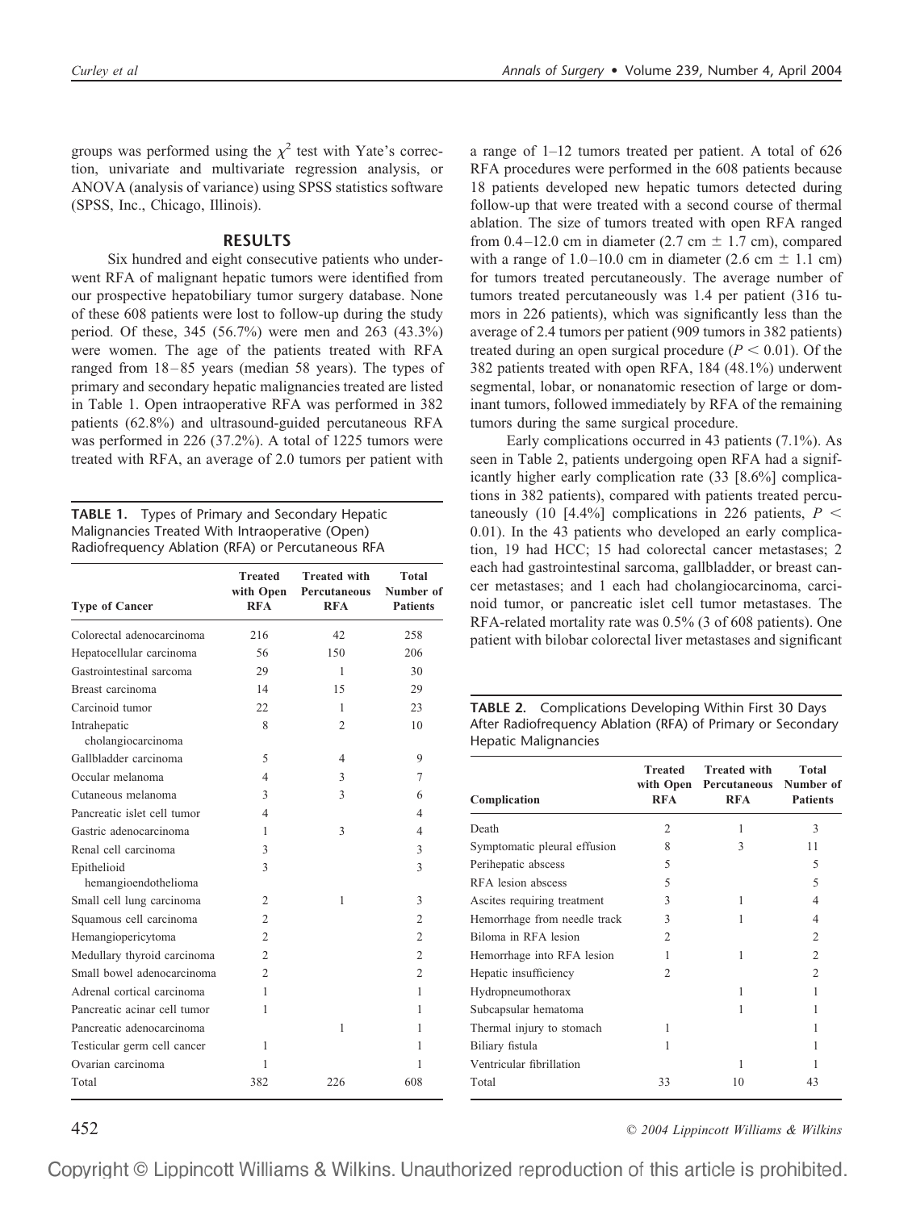groups was performed using the $\chi^2$ test with Yate's correction, univariate and multivariate regression analysis, or ANOVA (analysis of variance) using SPSS statistics software (SPSS, Inc., Chicago, Illinois).

## RESULTS

Six hundred and eight consecutive patients who underwent RFA of malignant hepatic tumors were identified from our prospective hepatobiliary tumor surgery database. None of these 608 patients were lost to follow-up during the study period. Of these, 345 (56.7%) were men and 263 (43.3%) were women. The age of the patients treated with RFA ranged from 18–85 years (median 58 years). The types of primary and secondary hepatic malignancies treated are listed in Table 1. Open intraoperative RFA was performed in 382 patients (62.8%) and ultrasound-guided percutaneous RFA was performed in 226 (37.2%). A total of 1225 tumors were treated with RFA, an average of 2.0 tumors per patient with a range of 1–12 tumors treated per patient. A total of 626 RFA procedures were performed in the 608 patients because 18 patients developed new hepatic tumors detected during follow-up that were treated with a second course of thermal ablation. The size of tumors treated with open RFA ranged from 0.4–12.0 cm in diameter (2.7 cm ± 1.7 cm), compared with a range of 1.0–10.0 cm in diameter (2.6 cm ± 1.1 cm) for tumors treated percutaneously. The average number of tumors treated percutaneously was 1.4 per patient (316 tumors in 226 patients), which was significantly less than the average of 2.4 tumors per patient (909 tumors in 382 patients) treated during an open surgical procedure ($P < 0.01$). Of the 382 patients treated with open RFA, 184 (48.1%) underwent segmental, lobar, or nonanatomic resection of large or dominant tumors, followed immediately by RFA of the remaining tumors during the same surgical procedure.

**TABLE 1.** Types of Primary and Secondary Hepatic Malignancies Treated With Intraoperative (Open) Radiofrequency Ablation (RFA) or Percutaneous RFA

| Type of Cancer | Treated with Open RFA | Treated with Percutaneous RFA | Total Number of Patients |
|---|---|---|---|
| Colorectal adenocarcinoma | 216 | 42 | 258 |
| Hepatocellular carcinoma | 56 | 150 | 206 |
| Gastrointestinal sarcoma | 29 | 1 | 30 |
| Breast carcinoma | 14 | 15 | 29 |
| Carcinoid tumor | 22 | 1 | 23 |
| Intrahepatic cholangiocarcinoma | 8 | 2 | 10 |
| Gallbladder carcinoma | 5 | 4 | 9 |
| Occular melanoma | 4 | 3 | 7 |
| Cutaneous melanoma | 3 | 3 | 6 |
| Pancreatic islet cell tumor | 4 | | 4 |
| Gastric adenocarcinoma | 1 | 3 | 4 |
| Renal cell carcinoma | 3 | | 3 |
| Epithelioid hemangioendothelioma | 3 | | 3 |
| Small cell lung carcinoma | 2 | 1 | 3 |
| Squamous cell carcinoma | 2 | | 2 |
| Hemangiopericytoma | 2 | | 2 |
| Medullary thyroid carcinoma | 2 | | 2 |
| Small bowel adenocarcinoma | 2 | | 2 |
| Adrenal cortical carcinoma | 1 | | 1 |
| Pancreatic acinar cell tumor | 1 | | 1 |
| Pancreatic adenocarcinoma | | 1 | 1 |
| Testicular germ cell cancer | 1 | | 1 |
| Ovarian carcinoma | 1 | | 1 |
| Total | 382 | 226 | 608 |

Early complications occurred in 43 patients (7.1%). As seen in Table 2, patients undergoing open RFA had a significantly higher early complication rate (33 [8.6%] complications in 382 patients), compared with patients treated percutaneously (10 [4.4%] complications in 226 patients, $P < 0.01$). In the 43 patients who developed an early complication, 19 had HCC; 15 had colorectal cancer metastases; 2 each had gastrointestinal sarcoma, gallbladder, or breast cancer metastases; and 1 each had cholangiocarcinoma, carcinoid tumor, or pancreatic islet cell tumor metastases. The RFA-related mortality rate was 0.5% (3 of 608 patients). One patient with bilobar colorectal liver metastases and significant

**TABLE 2.** Complications Developing Within First 30 Days After Radiofrequency Ablation (RFA) of Primary or Secondary Hepatic Malignancies

| Complication | Treated with Open RFA | Treated with Percutaneous RFA | Total Number of Patients |
|---|---|---|---|
| Death | 2 | 1 | 3 |
| Symptomatic pleural effusion | 8 | 3 | 11 |
| Perihepatic abscess | 5 | | 5 |
| RFA lesion abscess | 5 | | 5 |
| Ascites requiring treatment | 3 | 1 | 4 |
| Hemorrhage from needle track | 3 | 1 | 4 |
| Biloma in RFA lesion | 2 | | 2 |
| Hemorrhage into RFA lesion | 1 | 1 | 2 |
| Hepatic insufficiency | 2 | | 2 |
| Hydropneumothorax | | 1 | 1 |
| Subcapsular hematoma | | 1 | 1 |
| Thermal injury to stomach | 1 | | 1 |
| Biliary fistula | 1 | | 1 |
| Ventricular fibrillation | | 1 | 1 |
| Total | 33 | 10 | 43 |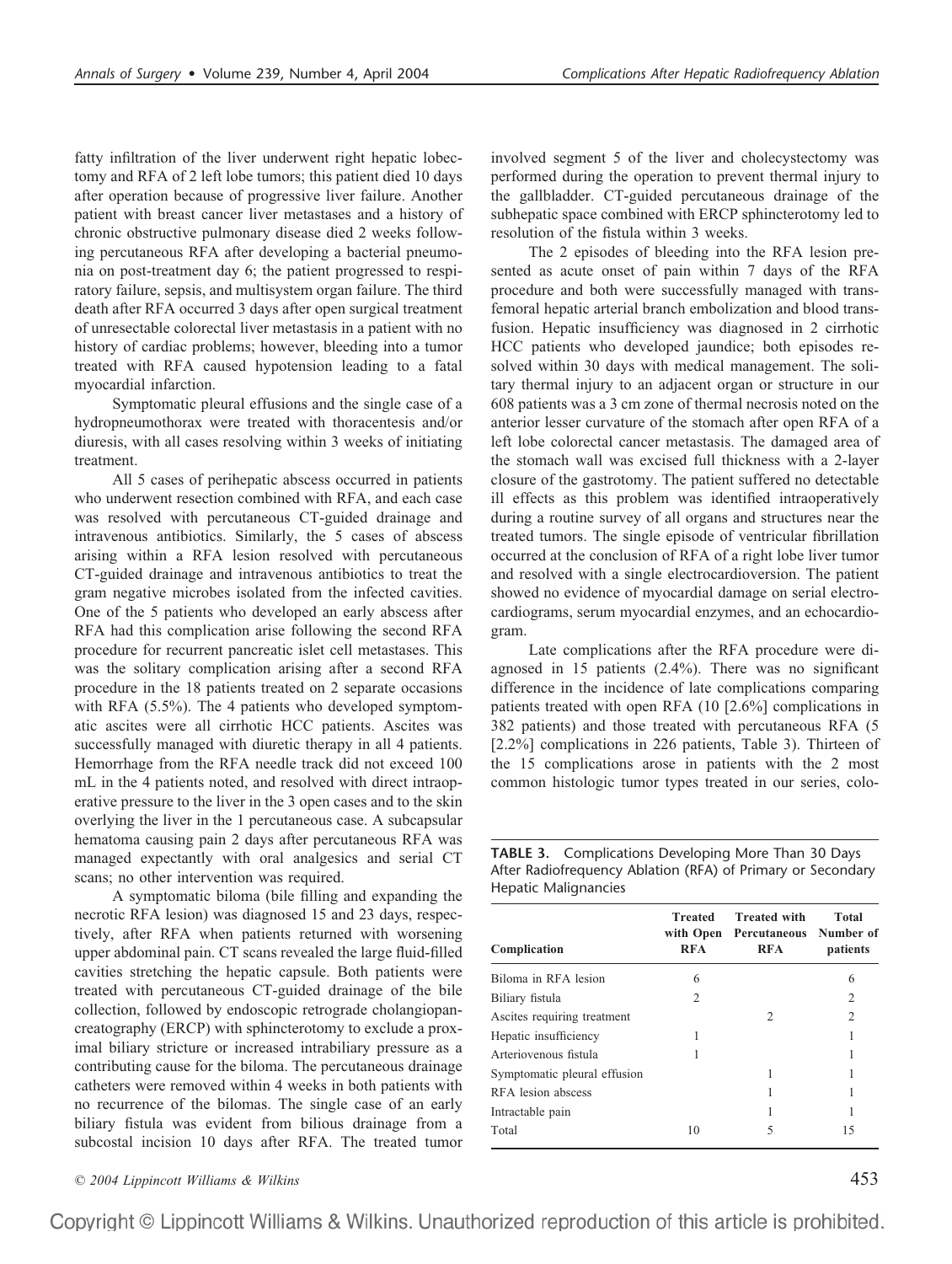fatty infiltration of the liver underwent right hepatic lobectomy and RFA of 2 left lobe tumors; this patient died 10 days after operation because of progressive liver failure. Another patient with breast cancer liver metastases and a history of chronic obstructive pulmonary disease died 2 weeks following percutaneous RFA after developing a bacterial pneumonia on post-treatment day 6; the patient progressed to respiratory failure, sepsis, and multisystem organ failure. The third death after RFA occurred 3 days after open surgical treatment of unresectable colorectal liver metastasis in a patient with no history of cardiac problems; however, bleeding into a tumor treated with RFA caused hypotension leading to a fatal myocardial infarction.

Symptomatic pleural effusions and the single case of a hydropneumothorax were treated with thoracentesis and/or diuresis, with all cases resolving within 3 weeks of initiating treatment.

All 5 cases of perihepatic abscess occurred in patients who underwent resection combined with RFA, and each case was resolved with percutaneous CT-guided drainage and intravenous antibiotics. Similarly, the 5 cases of abscess arising within a RFA lesion resolved with percutaneous CT-guided drainage and intravenous antibiotics to treat the gram negative microbes isolated from the infected cavities. One of the 5 patients who developed an early abscess after RFA had this complication arise following the second RFA procedure for recurrent pancreatic islet cell metastases. This was the solitary complication arising after a second RFA procedure in the 18 patients treated on 2 separate occasions with RFA (5.5%). The 4 patients who developed symptomatic ascites were all cirrhotic HCC patients. Ascites was successfully managed with diuretic therapy in all 4 patients. Hemorrhage from the RFA needle track did not exceed 100 mL in the 4 patients noted, and resolved with direct intraoperative pressure to the liver in the 3 open cases and to the skin overlying the liver in the 1 percutaneous case. A subcapsular hematoma causing pain 2 days after percutaneous RFA was managed expectantly with oral analgesics and serial CT scans; no other intervention was required.

A symptomatic biloma (bile filling and expanding the necrotic RFA lesion) was diagnosed 15 and 23 days, respectively, after RFA when patients returned with worsening upper abdominal pain. CT scans revealed the large fluid-filled cavities stretching the hepatic capsule. Both patients were treated with percutaneous CT-guided drainage of the bile collection, followed by endoscopic retrograde cholangiopancreatography (ERCP) with sphincterotomy to exclude a proximal biliary stricture or increased intrabiliary pressure as a contributing cause for the biloma. The percutaneous drainage catheters were removed within 4 weeks in both patients with no recurrence of the bilomas. The single case of an early biliary fistula was evident from bilious drainage from a subcostal incision 10 days after RFA. The treated tumor involved segment 5 of the liver and cholecystectomy was performed during the operation to prevent thermal injury to the gallbladder. CT-guided percutaneous drainage of the subhepatic space combined with ERCP sphincterotomy led to resolution of the fistula within 3 weeks.

The 2 episodes of bleeding into the RFA lesion presented as acute onset of pain within 7 days of the RFA procedure and both were successfully managed with transfemoral hepatic arterial branch embolization and blood transfusion. Hepatic insufficiency was diagnosed in 2 cirrhotic HCC patients who developed jaundice; both episodes resolved within 30 days with medical management. The solitary thermal injury to an adjacent organ or structure in our 608 patients was a 3 cm zone of thermal necrosis noted on the anterior lesser curvature of the stomach after open RFA of a left lobe colorectal cancer metastasis. The damaged area of the stomach wall was excised full thickness with a 2-layer closure of the gastrotomy. The patient suffered no detectable ill effects as this problem was identified intraoperatively during a routine survey of all organs and structures near the treated tumors. The single episode of ventricular fibrillation occurred at the conclusion of RFA of a right lobe liver tumor and resolved with a single electrocardioversion. The patient showed no evidence of myocardial damage on serial electrocardiograms, serum myocardial enzymes, and an echocardiogram.

Late complications after the RFA procedure were diagnosed in 15 patients (2.4%). There was no significant difference in the incidence of late complications comparing patients treated with open RFA (10 [2.6%] complications in 382 patients) and those treated with percutaneous RFA (5 [2.2%] complications in 226 patients, Table 3). Thirteen of the 15 complications arose in patients with the 2 most common histologic tumor types treated in our series, colo-

**TABLE 3.** Complications Developing More Than 30 Days After Radiofrequency Ablation (RFA) of Primary or Secondary Hepatic Malignancies

| Complication | Treated with Open RFA | Treated with Percutaneous RFA | Total Number of patients |
|---|---|---|---|
| Biloma in RFA lesion | 6 | | 6 |
| Biliary fistula | 2 | | 2 |
| Ascites requiring treatment | | 2 | 2 |
| Hepatic insufficiency | 1 | | 1 |
| Arteriovenous fistula | 1 | | 1 |
| Symptomatic pleural effusion | | 1 | 1 |
| RFA lesion abscess | | 1 | 1 |
| Intractable pain | | 1 | 1 |
| Total | 10 | 5 | 15 |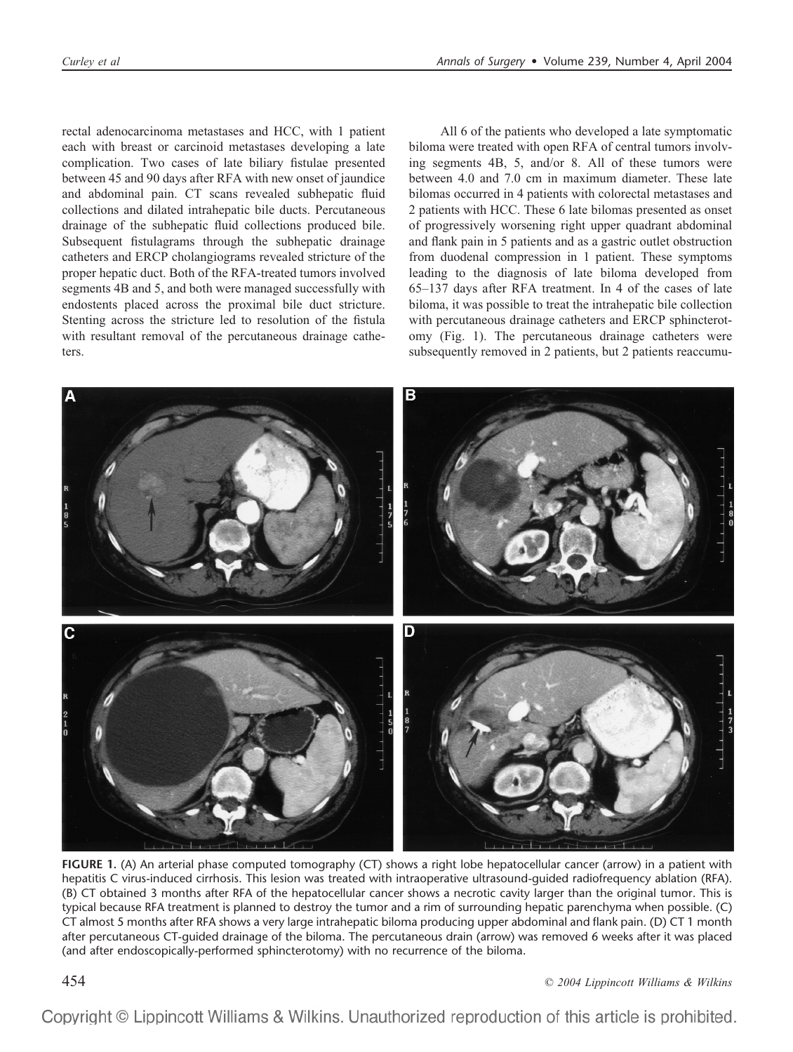rectal adenocarcinoma metastases and HCC, with 1 patient each with breast or carcinoid metastases developing a late complication. Two cases of late biliary fistulae presented between 45 and 90 days after RFA with new onset of jaundice and abdominal pain. CT scans revealed subhepatic fluid collections and dilated intrahepatic bile ducts. Percutaneous drainage of the subhepatic fluid collections produced bile. Subsequent fistulagrams through the subhepatic drainage catheters and ERCP cholangiograms revealed stricture of the proper hepatic duct. Both of the RFA-treated tumors involved segments 4B and 5, and both were managed successfully with endostents placed across the proximal bile duct stricture. Stenting across the stricture led to resolution of the fistula with resultant removal of the percutaneous drainage catheters.

All 6 of the patients who developed a late symptomatic biloma were treated with open RFA of central tumors involving segments 4B, 5, and/or 8. All of these tumors were between 4.0 and 7.0 cm in maximum diameter. These late bilomas occurred in 4 patients with colorectal metastases and 2 patients with HCC. These 6 late bilomas presented as onset of progressively worsening right upper quadrant abdominal and flank pain in 5 patients and as a gastric outlet obstruction from duodenal compression in 1 patient. These symptoms leading to the diagnosis of late biloma developed from 65–137 days after RFA treatment. In 4 of the cases of late biloma, it was possible to treat the intrahepatic bile collection with percutaneous drainage catheters and ERCP sphincterotomy (Fig. 1). The percutaneous drainage catheters were subsequently removed in 2 patients, but 2 patients reaccumu-

**FIGURE 1.** (A) An arterial phase computed tomography (CT) shows a right lobe hepatocellular cancer (arrow) in a patient with hepatitis C virus-induced cirrhosis. This lesion was treated with intraoperative ultrasound-guided radiofrequency ablation (RFA). (B) CT obtained 3 months after RFA of the hepatocellular cancer shows a necrotic cavity larger than the original tumor. This is typical because RFA treatment is planned to destroy the tumor and a rim of surrounding hepatic parenchyma when possible. (C) CT almost 5 months after RFA shows a very large intrahepatic biloma producing upper abdominal and flank pain. (D) CT 1 month after percutaneous CT-guided drainage of the biloma. The percutaneous drain (arrow) was removed 6 weeks after it was placed (and after endoscopically-performed sphincterotomy) with no recurrence of the biloma.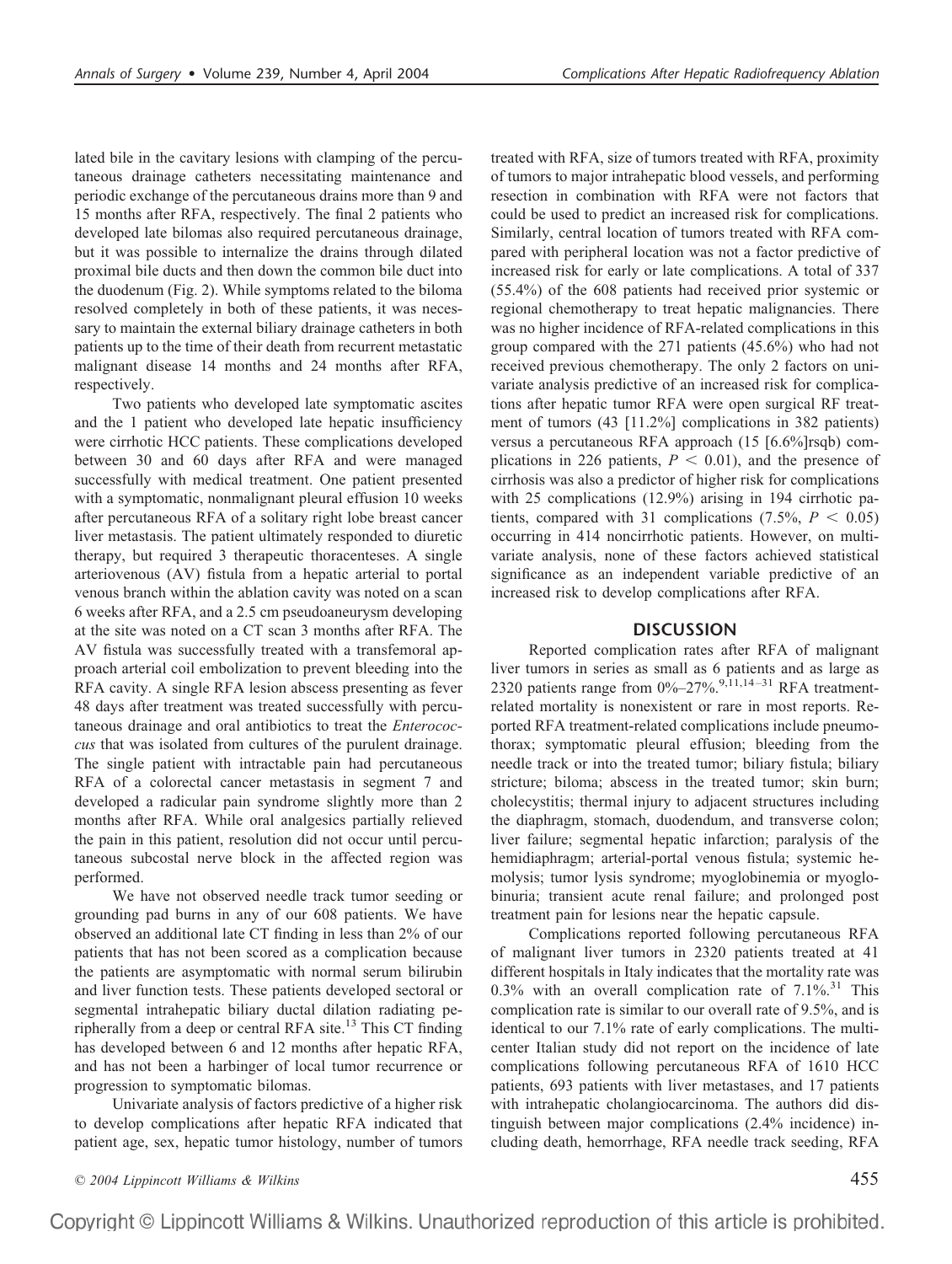lated bile in the cavitary lesions with clamping of the percutaneous drainage catheters necessitating maintenance and periodic exchange of the percutaneous drains more than 9 and 15 months after RFA, respectively. The final 2 patients who developed late bilomas also required percutaneous drainage, but it was possible to internalize the drains through dilated proximal bile ducts and then down the common bile duct into the duodenum (Fig. 2). While symptoms related to the biloma resolved completely in both of these patients, it was necessary to maintain the external biliary drainage catheters in both patients up to the time of their death from recurrent metastatic malignant disease 14 months and 24 months after RFA, respectively.

Two patients who developed late symptomatic ascites and the 1 patient who developed late hepatic insufficiency were cirrhotic HCC patients. These complications developed between 30 and 60 days after RFA and were managed successfully with medical treatment. One patient presented with a symptomatic, nonmalignant pleural effusion 10 weeks after percutaneous RFA of a solitary right lobe breast cancer liver metastasis. The patient ultimately responded to diuretic therapy, but required 3 therapeutic thoracenteses. A single arteriovenous (AV) fistula from a hepatic arterial to portal venous branch within the ablation cavity was noted on a scan 6 weeks after RFA, and a 2.5 cm pseudoaneurysm developing at the site was noted on a CT scan 3 months after RFA. The AV fistula was successfully treated with a transfemoral approach arterial coil embolization to prevent bleeding into the RFA cavity. A single RFA lesion abscess presenting as fever 48 days after treatment was treated successfully with percutaneous drainage and oral antibiotics to treat the *Enterococcus* that was isolated from cultures of the purulent drainage. The single patient with intractable pain had percutaneous RFA of a colorectal cancer metastasis in segment 7 and developed a radicular pain syndrome slightly more than 2 months after RFA. While oral analgesics partially relieved the pain in this patient, resolution did not occur until percutaneous subcostal nerve block in the affected region was performed.

We have not observed needle track tumor seeding or grounding pad burns in any of our 608 patients. We have observed an additional late CT finding in less than 2% of our patients that has not been scored as a complication because the patients are asymptomatic with normal serum bilirubin and liver function tests. These patients developed sectoral or segmental intrahepatic biliary ductal dilation radiating peripherally from a deep or central RFA site.[13] This CT finding has developed between 6 and 12 months after hepatic RFA, and has not been a harbinger of local tumor recurrence or progression to symptomatic bilomas.

Univariate analysis of factors predictive of a higher risk to develop complications after hepatic RFA indicated that patient age, sex, hepatic tumor histology, number of tumors treated with RFA, size of tumors treated with RFA, proximity of tumors to major intrahepatic blood vessels, and performing resection in combination with RFA were not factors that could be used to predict an increased risk for complications. Similarly, central location of tumors treated with RFA compared with peripheral location was not a factor predictive of increased risk for early or late complications. A total of 337 (55.4%) of the 608 patients had received prior systemic or regional chemotherapy to treat hepatic malignancies. There was no higher incidence of RFA-related complications in this group compared with the 271 patients (45.6%) who had not received previous chemotherapy. The only 2 factors on univariate analysis predictive of an increased risk for complications after hepatic tumor RFA were open surgical RF treatment of tumors (43 [11.2%] complications in 382 patients) versus a percutaneous RFA approach (15 [6.6%]rsqb) complications in 226 patients, $P < 0.01$), and the presence of cirrhosis was also a predictor of higher risk for complications with 25 complications (12.9%) arising in 194 cirrhotic patients, compared with 31 complications (7.5%, $P < 0.05$) occurring in 414 noncirrhotic patients. However, on multivariate analysis, none of these factors achieved statistical significance as an independent variable predictive of an increased risk to develop complications after RFA.

## DISCUSSION

Reported complication rates after RFA of malignant liver tumors in series as small as 6 patients and as large as 2320 patients range from 0%–27%.[9,11,14–31] RFA treatment-related mortality is nonexistent or rare in most reports. Reported RFA treatment-related complications include pneumothorax; symptomatic pleural effusion; bleeding from the needle track or into the treated tumor; biliary fistula; biliary stricture; biloma; abscess in the treated tumor; skin burn; cholecystitis; thermal injury to adjacent structures including the diaphragm, stomach, duodendum, and transverse colon; liver failure; segmental hepatic infarction; paralysis of the hemidiaphragm; arterial-portal venous fistula; systemic hemolysis; tumor lysis syndrome; myoglobinemia or myoglobinuria; transient acute renal failure; and prolonged post treatment pain for lesions near the hepatic capsule.

Complications reported following percutaneous RFA of malignant liver tumors in 2320 patients treated at 41 different hospitals in Italy indicates that the mortality rate was 0.3% with an overall complication rate of 7.1%.[31] This complication rate is similar to our overall rate of 9.5%, and is identical to our 7.1% rate of early complications. The multicenter Italian study did not report on the incidence of late complications following percutaneous RFA of 1610 HCC patients, 693 patients with liver metastases, and 17 patients with intrahepatic cholangiocarcinoma. The authors did distinguish between major complications (2.4% incidence) including death, hemorrhage, RFA needle track seeding, RFA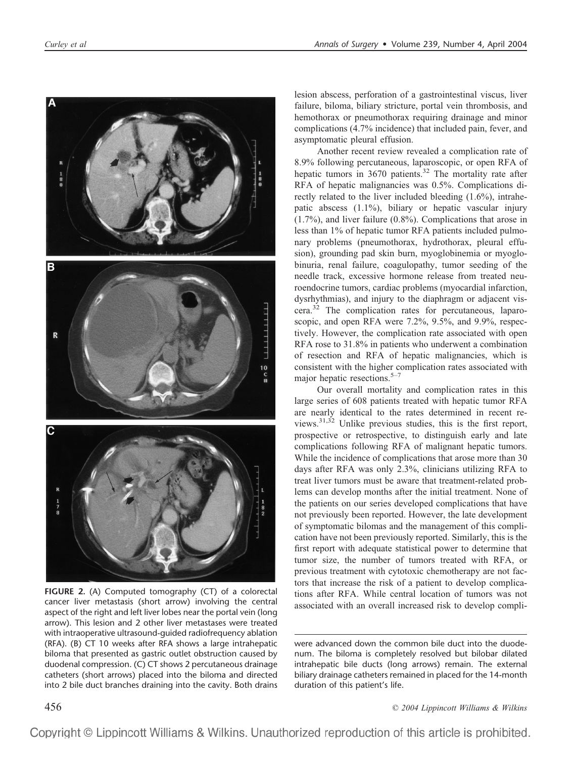FIGURE 2. (A) Computed tomography (CT) of a colorectal cancer liver metastasis (short arrow) involving the central aspect of the right and left liver lobes near the portal vein (long arrow). This lesion and 2 other liver metastases were treated with intraoperative ultrasound-guided radiofrequency ablation (RFA). (B) CT 10 weeks after RFA shows a large intrahepatic biloma that presented as gastric outlet obstruction caused by duodenal compression. (C) CT shows 2 percutaneous drainage catheters (short arrows) placed into the biloma and directed into 2 bile duct branches draining into the cavity. Both drains were advanced down the common bile duct into the duodenum. The biloma is completely resolved but bilobar dilated intrahepatic bile ducts (long arrows) remain. The external biliary drainage catheters remained in placed for the 14-month duration of this patient's life.

lesion abscess, perforation of a gastrointestinal viscus, liver failure, biloma, biliary stricture, portal vein thrombosis, and hemothorax or pneumothorax requiring drainage and minor complications (4.7% incidence) that included pain, fever, and asymptomatic pleural effusion.

Another recent review revealed a complication rate of 8.9% following percutaneous, laparoscopic, or open RFA of hepatic tumors in 3670 patients.[32] The mortality rate after RFA of hepatic malignancies was 0.5%. Complications directly related to the liver included bleeding (1.6%), intrahepatic abscess (1.1%), biliary or hepatic vascular injury (1.7%), and liver failure (0.8%). Complications that arose in less than 1% of hepatic tumor RFA patients included pulmonary problems (pneumothorax, hydrothorax, pleural effusion), grounding pad skin burn, myoglobinemia or myoglobinuria, renal failure, coagulopathy, tumor seeding of the needle track, excessive hormone release from treated neuroendocrine tumors, cardiac problems (myocardial infarction, dysrhythmias), and injury to the diaphragm or adjacent viscera.[32] The complication rates for percutaneous, laparoscopic, and open RFA were 7.2%, 9.5%, and 9.9%, respectively. However, the complication rate associated with open RFA rose to 31.8% in patients who underwent a combination of resection and RFA of hepatic malignancies, which is consistent with the higher complication rates associated with major hepatic resections.[5–7]

Our overall mortality and complication rates in this large series of 608 patients treated with hepatic tumor RFA are nearly identical to the rates determined in recent reviews.[31,32] Unlike previous studies, this is the first report, prospective or retrospective, to distinguish early and late complications following RFA of malignant hepatic tumors. While the incidence of complications that arose more than 30 days after RFA was only 2.3%, clinicians utilizing RFA to treat liver tumors must be aware that treatment-related problems can develop months after the initial treatment. None of the patients on our series developed complications that have not previously been reported. However, the late development of symptomatic bilomas and the management of this complication have not been previously reported. Similarly, this is the first report with adequate statistical power to determine that tumor size, the number of tumors treated with RFA, or previous treatment with cytotoxic chemotherapy are not factors that increase the risk of a patient to develop complications after RFA. While central location of tumors was not associated with an overall increased risk to develop compli-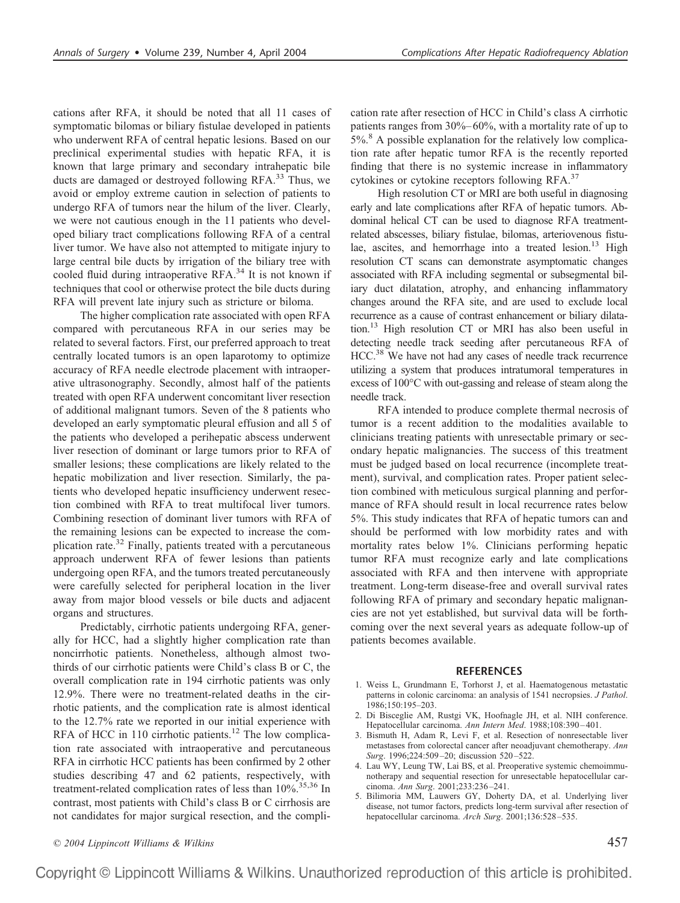cations after RFA, it should be noted that all 11 cases of symptomatic bilomas or biliary fistulae developed in patients who underwent RFA of central hepatic lesions. Based on our preclinical experimental studies with hepatic RFA, it is known that large primary and secondary intrahepatic bile ducts are damaged or destroyed following RFA.[33] Thus, we avoid or employ extreme caution in selection of patients to undergo RFA of tumors near the hilum of the liver. Clearly, we were not cautious enough in the 11 patients who developed biliary tract complications following RFA of a central liver tumor. We have also not attempted to mitigate injury to large central bile ducts by irrigation of the biliary tree with cooled fluid during intraoperative RFA.[34] It is not known if techniques that cool or otherwise protect the bile ducts during RFA will prevent late injury such as stricture or biloma.

The higher complication rate associated with open RFA compared with percutaneous RFA in our series may be related to several factors. First, our preferred approach to treat centrally located tumors is an open laparotomy to optimize accuracy of RFA needle electrode placement with intraoperative ultrasonography. Secondly, almost half of the patients treated with open RFA underwent concomitant liver resection of additional malignant tumors. Seven of the 8 patients who developed an early symptomatic pleural effusion and all 5 of the patients who developed a perihepatic abscess underwent liver resection of dominant or large tumors prior to RFA of smaller lesions; these complications are likely related to the hepatic mobilization and liver resection. Similarly, the patients who developed hepatic insufficiency underwent resection combined with RFA to treat multifocal liver tumors. Combining resection of dominant liver tumors with RFA of the remaining lesions can be expected to increase the complication rate.[32] Finally, patients treated with a percutaneous approach underwent RFA of fewer lesions than patients undergoing open RFA, and the tumors treated percutaneously were carefully selected for peripheral location in the liver away from major blood vessels or bile ducts and adjacent organs and structures.

Predictably, cirrhotic patients undergoing RFA, generally for HCC, had a slightly higher complication rate than noncirrhotic patients. Nonetheless, although almost two-thirds of our cirrhotic patients were Child's class B or C, the overall complication rate in 194 cirrhotic patients was only 12.9%. There were no treatment-related deaths in the cirrhotic patients, and the complication rate is almost identical to the 12.7% rate we reported in our initial experience with RFA of HCC in 110 cirrhotic patients.[12] The low complication rate associated with intraoperative and percutaneous RFA in cirrhotic HCC patients has been confirmed by 2 other studies describing 47 and 62 patients, respectively, with treatment-related complication rates of less than 10%.[35,36] In contrast, most patients with Child's class B or C cirrhosis are not candidates for major surgical resection, and the complication rate after resection of HCC in Child's class A cirrhotic patients ranges from 30%–60%, with a mortality rate of up to 5%.[8] A possible explanation for the relatively low complication rate after hepatic tumor RFA is the recently reported finding that there is no systemic increase in inflammatory cytokines or cytokine receptors following RFA.[37]

High resolution CT or MRI are both useful in diagnosing early and late complications after RFA of hepatic tumors. Abdominal helical CT can be used to diagnose RFA treatment-related abscesses, biliary fistulae, bilomas, arteriovenous fistulae, ascites, and hemorrhage into a treated lesion.[13] High resolution CT scans can demonstrate asymptomatic changes associated with RFA including segmental or subsegmental biliary duct dilatation, atrophy, and enhancing inflammatory changes around the RFA site, and are used to exclude local recurrence as a cause of contrast enhancement or biliary dilatation.[13] High resolution CT or MRI has also been useful in detecting needle track seeding after percutaneous RFA of HCC.[38] We have not had any cases of needle track recurrence utilizing a system that produces intratumoral temperatures in excess of 100°C with out-gassing and release of steam along the needle track.

RFA intended to produce complete thermal necrosis of tumor is a recent addition to the modalities available to clinicians treating patients with unresectable primary or secondary hepatic malignancies. The success of this treatment must be judged based on local recurrence (incomplete treatment), survival, and complication rates. Proper patient selection combined with meticulous surgical planning and performance of RFA should result in local recurrence rates below 5%. This study indicates that RFA of hepatic tumors can and should be performed with low morbidity rates and with mortality rates below 1%. Clinicians performing hepatic tumor RFA must recognize early and late complications associated with RFA and then intervene with appropriate treatment. Long-term disease-free and overall survival rates following RFA of primary and secondary hepatic malignancies are not yet established, but survival data will be forthcoming over the next several years as adequate follow-up of patients becomes available.

## REFERENCES

1. Weiss L, Grundmann E, Torhorst J, et al. Haematogenous metastatic patterns in colonic carcinoma: an analysis of 1541 necropsies. *J Pathol*. 1986;150:195–203.
2. Di Bisceglie AM, Rustgi VK, Hoofnagle JH, et al. NIH conference. Hepatocellular carcinoma. *Ann Intern Med*. 1988;108:390–401.
3. Bismuth H, Adam R, Levi F, et al. Resection of nonresectable liver metastases from colorectal cancer after neoadjuvant chemotherapy. *Ann Surg*. 1996;224:509–20; discussion 520–522.
4. Lau WY, Leung TW, Lai BS, et al. Preoperative systemic chemoimmunotherapy and sequential resection for unresectable hepatocellular carcinoma. *Ann Surg*. 2001;233:236–241.
5. Bilimoria MM, Lauwers GY, Doherty DA, et al. Underlying liver disease, not tumor factors, predicts long-term survival after resection of hepatocellular carcinoma. *Arch Surg*. 2001;136:528–535.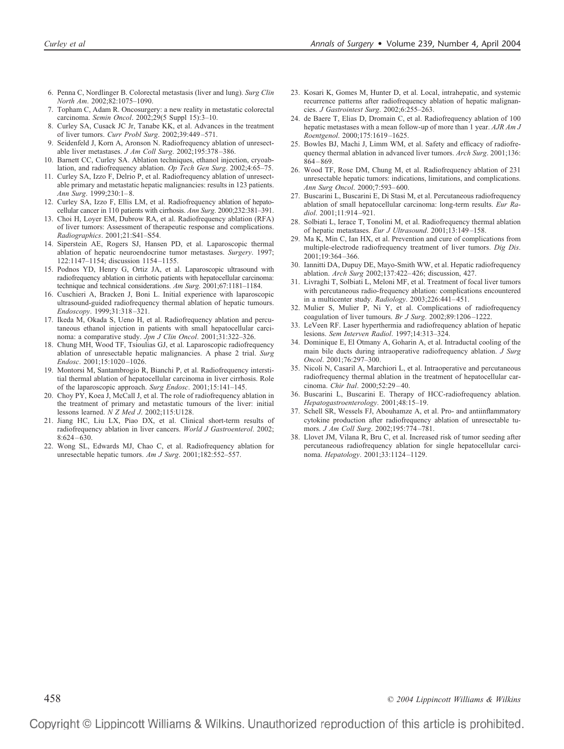6. Penna C, Nordlinger B. Colorectal metastasis (liver and lung). *Surg Clin North Am*. 2002;82:1075–1090.
7. Topham C, Adam R. Oncosurgery: a new reality in metastatic colorectal carcinoma. *Semin Oncol*. 2002;29(5 Suppl 15):3–10.
8. Curley SA, Cusack JC Jr, Tanabe KK, et al. Advances in the treatment of liver tumors. *Curr Probl Surg*. 2002;39:449–571.
9. Seidenfeld J, Korn A, Aronson N. Radiofrequency ablation of unresectable liver metastases. *J Am Coll Surg*. 2002;195:378–386.
10. Barnett CC, Curley SA. Ablation techniques, ethanol injection, cryoablation, and radiofrequency ablation. *Op Tech Gen Surg*. 2002;4:65–75.
11. Curley SA, Izzo F, Delrio P, et al. Radiofrequency ablation of unresectable primary and metastatic hepatic malignancies: results in 123 patients. *Ann Surg*. 1999;230:1–8.
12. Curley SA, Izzo F, Ellis LM, et al. Radiofrequency ablation of hepatocellular cancer in 110 patients with cirrhosis. *Ann Surg*. 2000;232:381–391.
13. Choi H, Loyer EM, Dubrow RA, et al. Radiofrequency ablation (RFA) of liver tumors: Assessment of therapeutic response and complications. *Radiographics*. 2001;21:S41–S54.
14. Siperstein AE, Rogers SJ, Hansen PD, et al. Laparoscopic thermal ablation of hepatic neuroendocrine tumor metastases. *Surgery*. 1997; 122:1147–1154; discussion 1154–1155.
15. Podnos YD, Henry G, Ortiz JA, et al. Laparoscopic ultrasound with radiofrequency ablation in cirrhotic patients with hepatocellular carcinoma: technique and technical considerations. *Am Surg*. 2001;67:1181–1184.
16. Cuschieri A, Bracken J, Boni L. Initial experience with laparoscopic ultrasound-guided radiofrequency thermal ablation of hepatic tumours. *Endoscopy*. 1999;31:318–321.
17. Ikeda M, Okada S, Ueno H, et al. Radiofrequency ablation and percutaneous ethanol injection in patients with small hepatocellular carcinoma: a comparative study. *Jpn J Clin Oncol*. 2001;31:322–326.
18. Chung MH, Wood TF, Tsioulias GJ, et al. Laparoscopic radiofrequency ablation of unresectable hepatic malignancies. A phase 2 trial. *Surg Endosc*. 2001;15:1020–1026.
19. Montorsi M, Santambrogio R, Bianchi P, et al. Radiofrequency interstitial thermal ablation of hepatocellular carcinoma in liver cirrhosis. Role of the laparoscopic approach. *Surg Endosc*. 2001;15:141–145.
20. Choy PY, Koea J, McCall J, et al. The role of radiofrequency ablation in the treatment of primary and metastatic tumours of the liver: initial lessons learned. *N Z Med J*. 2002;115:U128.
21. Jiang HC, Liu LX, Piao DX, et al. Clinical short-term results of radiofrequency ablation in liver cancers. *World J Gastroenterol*. 2002; 8:624–630.
22. Wong SL, Edwards MJ, Chao C, et al. Radiofrequency ablation for unresectable hepatic tumors. *Am J Surg*. 2001;182:552–557.
23. Kosari K, Gomes M, Hunter D, et al. Local, intrahepatic, and systemic recurrence patterns after radiofrequency ablation of hepatic malignancies. *J Gastrointest Surg*. 2002;6:255–263.
24. de Baere T, Elias D, Dromain C, et al. Radiofrequency ablation of 100 hepatic metastases with a mean follow-up of more than 1 year. *AJR Am J Roentgenol*. 2000;175:1619–1625.
25. Bowles BJ, Machi J, Limm WM, et al. Safety and efficacy of radiofrequency thermal ablation in advanced liver tumors. *Arch Surg*. 2001;136: 864–869.
26. Wood TF, Rose DM, Chung M, et al. Radiofrequency ablation of 231 unresectable hepatic tumors: indications, limitations, and complications. *Ann Surg Oncol*. 2000;7:593–600.
27. Buscarini L, Buscarini E, Di Stasi M, et al. Percutaneous radiofrequency ablation of small hepatocellular carcinoma: long-term results. *Eur Radiol*. 2001;11:914–921.
28. Solbiati L, Ierace T, Tonolini M, et al. Radiofrequency thermal ablation of hepatic metastases. *Eur J Ultrasound*. 2001;13:149–158.
29. Ma K, Min C, Ian HX, et al. Prevention and cure of complications from multiple-electrode radiofrequency treatment of liver tumors. *Dig Dis*. 2001;19:364–366.
30. Iannitti DA, Dupuy DE, Mayo-Smith WW, et al. Hepatic radiofrequency ablation. *Arch Surg* 2002;137:422–426; discussion, 427.
31. Livraghi T, Solbiati L, Meloni MF, et al. Treatment of focal liver tumors with percutaneous radio-frequency ablation: complications encountered in a multicenter study. *Radiology*. 2003;226:441–451.
32. Mulier S, Mulier P, Ni Y, et al. Complications of radiofrequency coagulation of liver tumours. *Br J Surg*. 2002;89:1206–1222.
33. LeVeen RF. Laser hyperthermia and radiofrequency ablation of hepatic lesions. *Sem Interven Radiol*. 1997;14:313–324.
34. Dominique E, El Otmany A, Goharin A, et al. Intraductal cooling of the main bile ducts during intraoperative radiofrequency ablation. *J Surg Oncol*. 2001;76:297–300.
35. Nicoli N, Casaril A, Marchiori L, et al. Intraoperative and percutaneous radiofrequency thermal ablation in the treatment of hepatocellular carcinoma. *Chir Ital*. 2000;52:29–40.
36. Buscarini L, Buscarini E. Therapy of HCC-radiofrequency ablation. *Hepatogastroenterology*. 2001;48:15–19.
37. Schell SR, Wessels FJ, Abouhamze A, et al. Pro- and antiinflammatory cytokine production after radiofrequency ablation of unresectable tumors. *J Am Coll Surg*. 2002;195:774–781.
38. Llovet JM, Vilana R, Bru C, et al. Increased risk of tumor seeding after percutaneous radiofrequency ablation for single hepatocellular carcinoma. *Hepatology*. 2001;33:1124–1129.